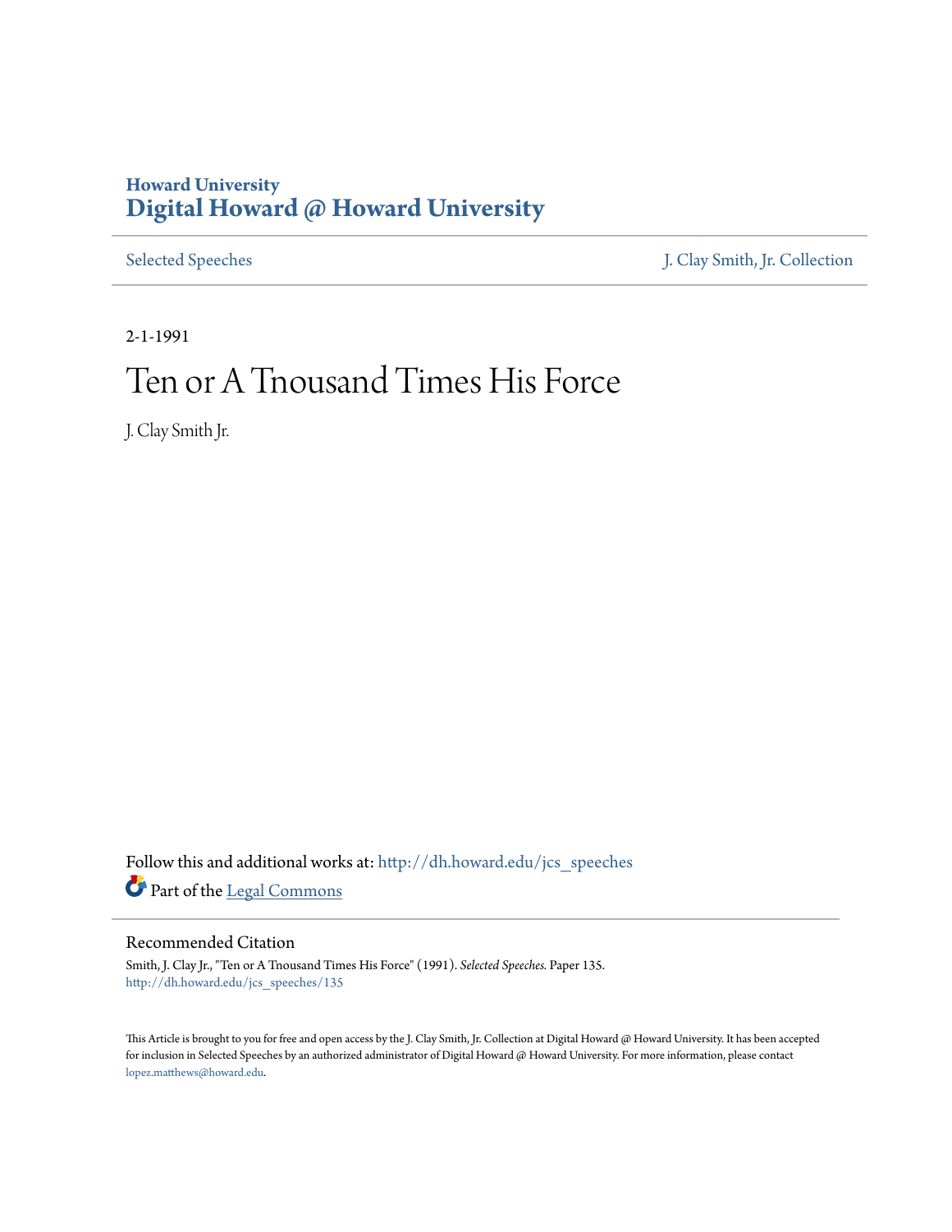Howard University
# Digital Howard @ Howard University

Selected Speeches | J. Clay Smith, Jr. Collection

2-1-1991

# Ten or A Tnousand Times His Force

J. Clay Smith Jr.

Follow this and additional works at: http://dh.howard.edu/jcs_speeches

Part of the Legal Commons

## Recommended Citation

Smith, J. Clay Jr., "Ten or A Tnousand Times His Force" (1991). *Selected Speeches.* Paper 135.
http://dh.howard.edu/jcs_speeches/135

This Article is brought to you for free and open access by the J. Clay Smith, Jr. Collection at Digital Howard @ Howard University. It has been accepted for inclusion in Selected Speeches by an authorized administrator of Digital Howard @ Howard University. For more information, please contact lopez.matthews@howard.edu.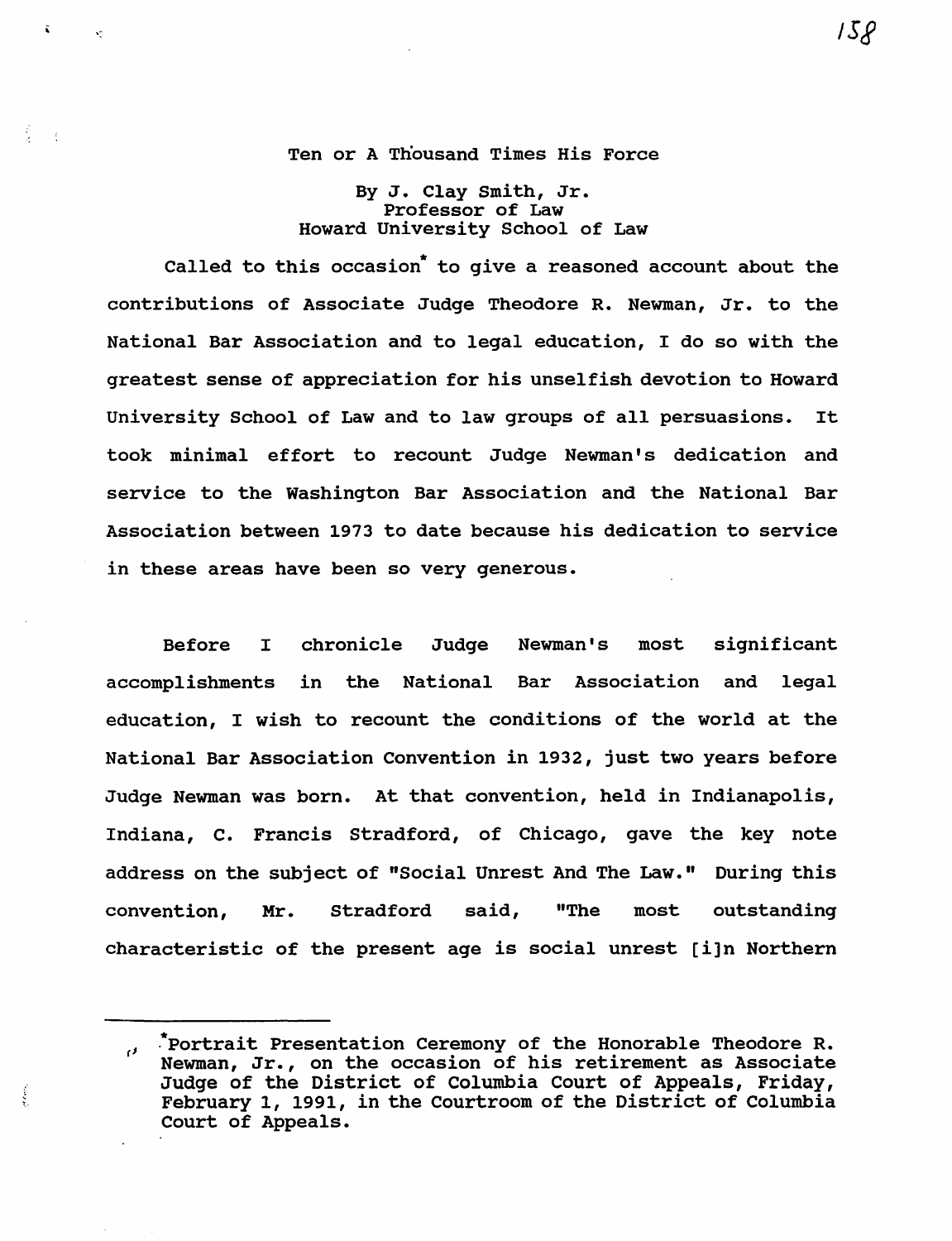Ten or A Thousand Times His Force

By J. Clay Smith, Jr.
Professor of Law
Howard University School of Law

Called to this occasion* to give a reasoned account about the contributions of Associate Judge Theodore R. Newman, Jr. to the National Bar Association and to legal education, I do so with the greatest sense of appreciation for his unselfish devotion to Howard University School of Law and to law groups of all persuasions. It took minimal effort to recount Judge Newman's dedication and service to the Washington Bar Association and the National Bar Association between 1973 to date because his dedication to service in these areas have been so very generous.

Before I chronicle Judge Newman's most significant accomplishments in the National Bar Association and legal education, I wish to recount the conditions of the world at the National Bar Association Convention in 1932, just two years before Judge Newman was born. At that convention, held in Indianapolis, Indiana, C. Francis Stradford, of Chicago, gave the key note address on the subject of "Social Unrest And The Law." During this convention, Mr. Stradford said, "The most outstanding characteristic of the present age is social unrest [i]n Northern

---

*Portrait Presentation Ceremony of the Honorable Theodore R. Newman, Jr., on the occasion of his retirement as Associate Judge of the District of Columbia Court of Appeals, Friday, February 1, 1991, in the Courtroom of the District of Columbia Court of Appeals.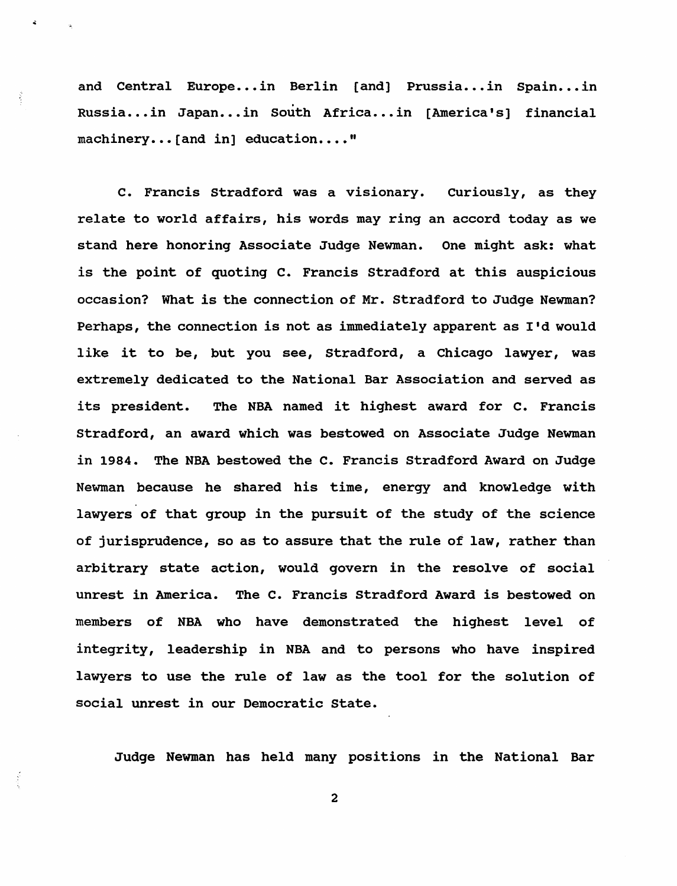and Central Europe...in Berlin [and] Prussia...in Spain...in Russia...in Japan...in South Africa...in [America's] financial machinery...[and in] education...."

C. Francis Stradford was a visionary. Curiously, as they relate to world affairs, his words may ring an accord today as we stand here honoring Associate Judge Newman. One might ask: what is the point of quoting C. Francis Stradford at this auspicious occasion? What is the connection of Mr. Stradford to Judge Newman? Perhaps, the connection is not as immediately apparent as I'd would like it to be, but you see, Stradford, a Chicago lawyer, was extremely dedicated to the National Bar Association and served as its president. The NBA named it highest award for C. Francis Stradford, an award which was bestowed on Associate Judge Newman in 1984. The NBA bestowed the C. Francis Stradford Award on Judge Newman because he shared his time, energy and knowledge with lawyers of that group in the pursuit of the study of the science of jurisprudence, so as to assure that the rule of law, rather than arbitrary state action, would govern in the resolve of social unrest in America. The C. Francis Stradford Award is bestowed on members of NBA who have demonstrated the highest level of integrity, leadership in NBA and to persons who have inspired lawyers to use the rule of law as the tool for the solution of social unrest in our Democratic State.

Judge Newman has held many positions in the National Bar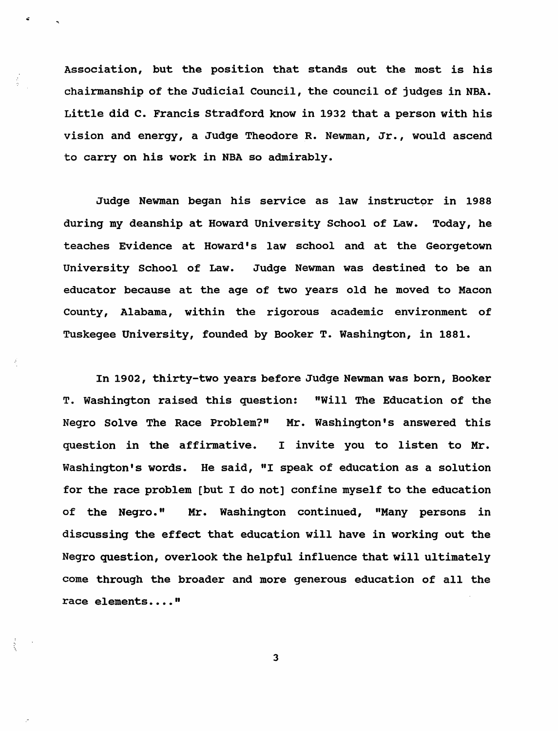Association, but the position that stands out the most is his chairmanship of the Judicial Council, the council of judges in NBA. Little did C. Francis Stradford know in 1932 that a person with his vision and energy, a Judge Theodore R. Newman, Jr., would ascend to carry on his work in NBA so admirably.

Judge Newman began his service as law instructor in 1988 during my deanship at Howard University School of Law. Today, he teaches Evidence at Howard's law school and at the Georgetown University School of Law. Judge Newman was destined to be an educator because at the age of two years old he moved to Macon County, Alabama, within the rigorous academic environment of Tuskegee University, founded by Booker T. Washington, in 1881.

In 1902, thirty-two years before Judge Newman was born, Booker T. Washington raised this question: "Will The Education of the Negro Solve The Race Problem?" Mr. Washington's answered this question in the affirmative. I invite you to listen to Mr. Washington's words. He said, "I speak of education as a solution for the race problem [but I do not] confine myself to the education of the Negro." Mr. Washington continued, "Many persons in discussing the effect that education will have in working out the Negro question, overlook the helpful influence that will ultimately come through the broader and more generous education of all the race elements...."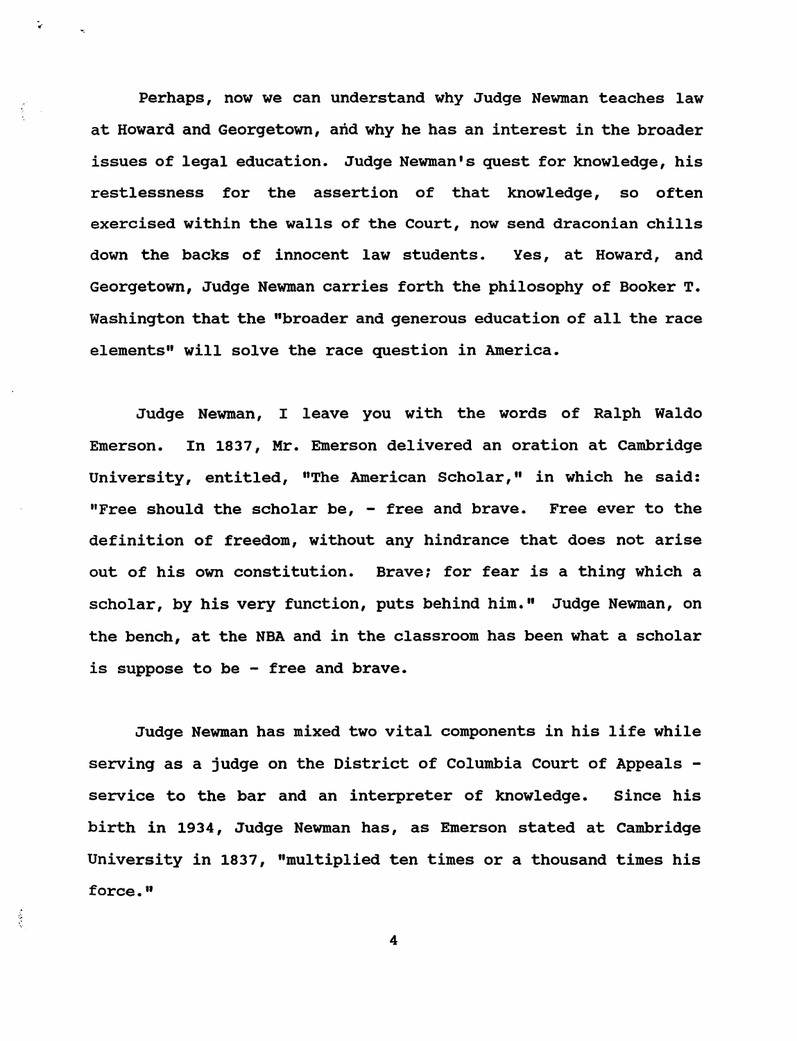Perhaps, now we can understand why Judge Newman teaches law at Howard and Georgetown, and why he has an interest in the broader issues of legal education. Judge Newman's quest for knowledge, his restlessness for the assertion of that knowledge, so often exercised within the walls of the Court, now send draconian chills down the backs of innocent law students. Yes, at Howard, and Georgetown, Judge Newman carries forth the philosophy of Booker T. Washington that the "broader and generous education of all the race elements" will solve the race question in America.

Judge Newman, I leave you with the words of Ralph Waldo Emerson. In 1837, Mr. Emerson delivered an oration at Cambridge University, entitled, "The American Scholar," in which he said: "Free should the scholar be, - free and brave. Free ever to the definition of freedom, without any hindrance that does not arise out of his own constitution. Brave; for fear is a thing which a scholar, by his very function, puts behind him." Judge Newman, on the bench, at the NBA and in the classroom has been what a scholar is suppose to be - free and brave.

Judge Newman has mixed two vital components in his life while serving as a judge on the District of Columbia Court of Appeals - service to the bar and an interpreter of knowledge. Since his birth in 1934, Judge Newman has, as Emerson stated at Cambridge University in 1837, "multiplied ten times or a thousand times his force."